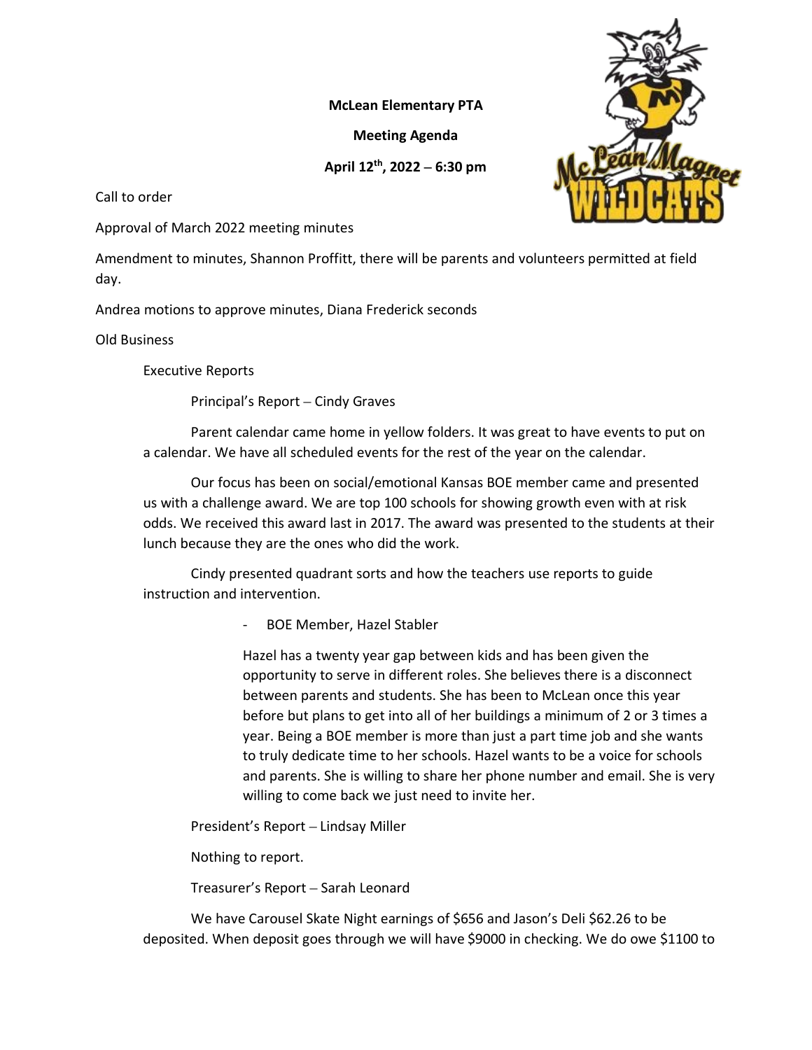**McLean Elementary PTA**

**Meeting Agenda**

**April 12th, 2022 – 6:30 pm**

Call to order

Approval of March 2022 meeting minutes

Amendment to minutes, Shannon Proffitt, there will be parents and volunteers permitted at field day.

Andrea motions to approve minutes, Diana Frederick seconds

Old Business

Executive Reports

Principal's Report – Cindy Graves

Parent calendar came home in yellow folders. It was great to have events to put on a calendar. We have all scheduled events for the rest of the year on the calendar.

Our focus has been on social/emotional Kansas BOE member came and presented us with a challenge award. We are top 100 schools for showing growth even with at risk odds. We received this award last in 2017. The award was presented to the students at their lunch because they are the ones who did the work.

Cindy presented quadrant sorts and how the teachers use reports to guide instruction and intervention.

- BOE Member, Hazel Stabler

  Hazel has a twenty year gap between kids and has been given the opportunity to serve in different roles. She believes there is a disconnect between parents and students. She has been to McLean once this year before but plans to get into all of her buildings a minimum of 2 or 3 times a year. Being a BOE member is more than just a part time job and she wants to truly dedicate time to her schools. Hazel wants to be a voice for schools and parents. She is willing to share her phone number and email. She is very willing to come back we just need to invite her.

President's Report – Lindsay Miller

Nothing to report.

Treasurer's Report – Sarah Leonard

We have Carousel Skate Night earnings of $656 and Jason's Deli $62.26 to be deposited. When deposit goes through we will have $9000 in checking. We do owe $1100 to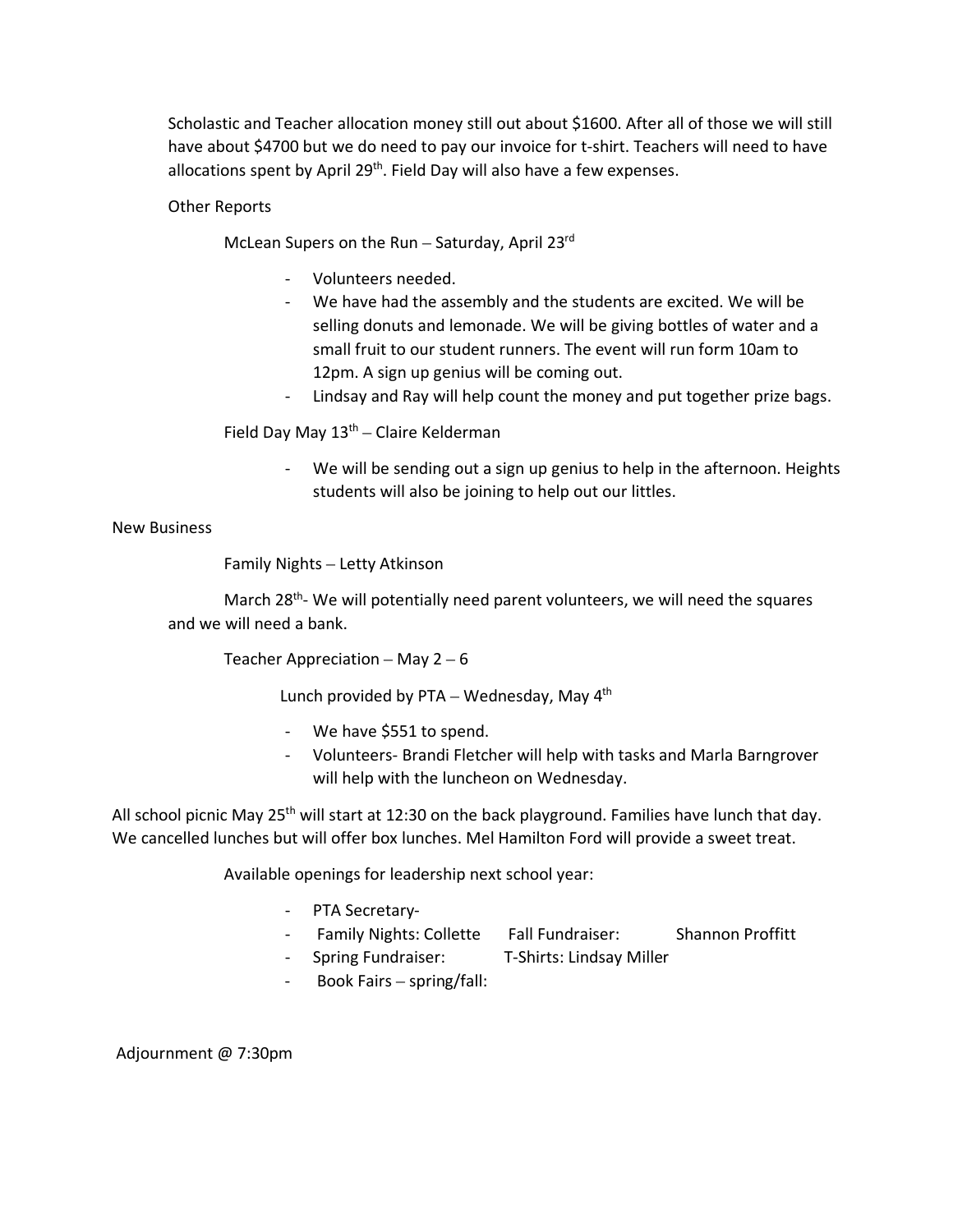Scholastic and Teacher allocation money still out about $1600. After all of those we will still have about $4700 but we do need to pay our invoice for t-shirt. Teachers will need to have allocations spent by April 29th. Field Day will also have a few expenses.

Other Reports

McLean Supers on the Run – Saturday, April 23rd

- Volunteers needed.
- We have had the assembly and the students are excited. We will be selling donuts and lemonade. We will be giving bottles of water and a small fruit to our student runners. The event will run form 10am to 12pm. A sign up genius will be coming out.
- Lindsay and Ray will help count the money and put together prize bags.

Field Day May 13th – Claire Kelderman

- We will be sending out a sign up genius to help in the afternoon. Heights students will also be joining to help out our littles.

New Business

Family Nights – Letty Atkinson

March 28th- We will potentially need parent volunteers, we will need the squares and we will need a bank.

Teacher Appreciation – May 2 – 6

Lunch provided by PTA – Wednesday, May 4th

- We have $551 to spend.
- Volunteers- Brandi Fletcher will help with tasks and Marla Barngrover will help with the luncheon on Wednesday.

All school picnic May 25th will start at 12:30 on the back playground. Families have lunch that day. We cancelled lunches but will offer box lunches. Mel Hamilton Ford will provide a sweet treat.

Available openings for leadership next school year:

- PTA Secretary-
- Family Nights: Collette Fall Fundraiser: Shannon Proffitt
- Spring Fundraiser: T-Shirts: Lindsay Miller
- Book Fairs – spring/fall:

Adjournment @ 7:30pm